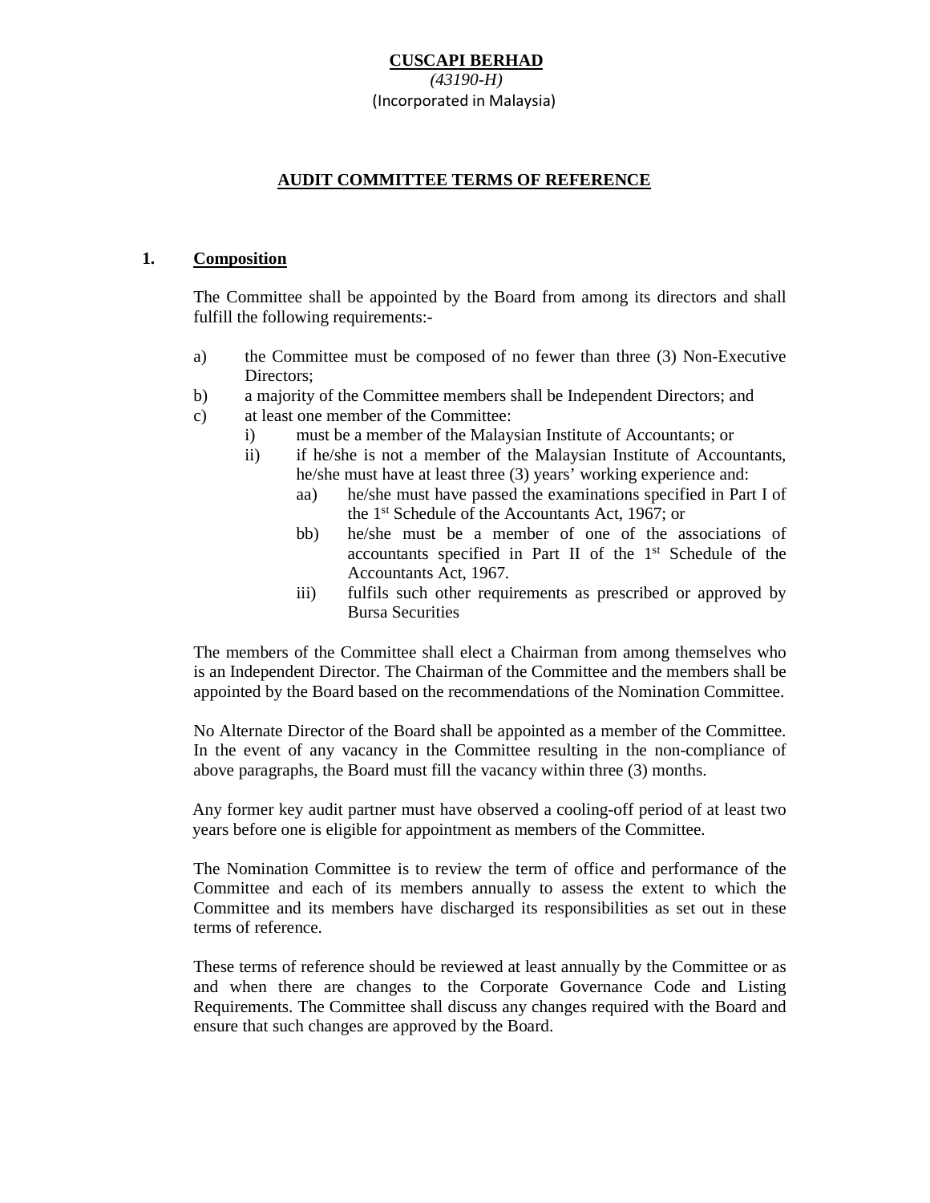**CUSCAPI BERHAD**

*(43190-H)*

(Incorporated in Malaysia)

## AUDIT COMMITTEE TERMS OF REFERENCE

### 1. Composition

The Committee shall be appointed by the Board from among its directors and shall fulfill the following requirements:-

a) the Committee must be composed of no fewer than three (3) Non-Executive Directors;

b) a majority of the Committee members shall be Independent Directors; and

c) at least one member of the Committee:

   i) must be a member of the Malaysian Institute of Accountants; or

   ii) if he/she is not a member of the Malaysian Institute of Accountants, he/she must have at least three (3) years' working experience and:

      aa) he/she must have passed the examinations specified in Part I of the 1st Schedule of the Accountants Act, 1967; or

      bb) he/she must be a member of one of the associations of accountants specified in Part II of the 1st Schedule of the Accountants Act, 1967.

      iii) fulfils such other requirements as prescribed or approved by Bursa Securities

The members of the Committee shall elect a Chairman from among themselves who is an Independent Director. The Chairman of the Committee and the members shall be appointed by the Board based on the recommendations of the Nomination Committee.

No Alternate Director of the Board shall be appointed as a member of the Committee. In the event of any vacancy in the Committee resulting in the non-compliance of above paragraphs, the Board must fill the vacancy within three (3) months.

Any former key audit partner must have observed a cooling-off period of at least two years before one is eligible for appointment as members of the Committee.

The Nomination Committee is to review the term of office and performance of the Committee and each of its members annually to assess the extent to which the Committee and its members have discharged its responsibilities as set out in these terms of reference.

These terms of reference should be reviewed at least annually by the Committee or as and when there are changes to the Corporate Governance Code and Listing Requirements. The Committee shall discuss any changes required with the Board and ensure that such changes are approved by the Board.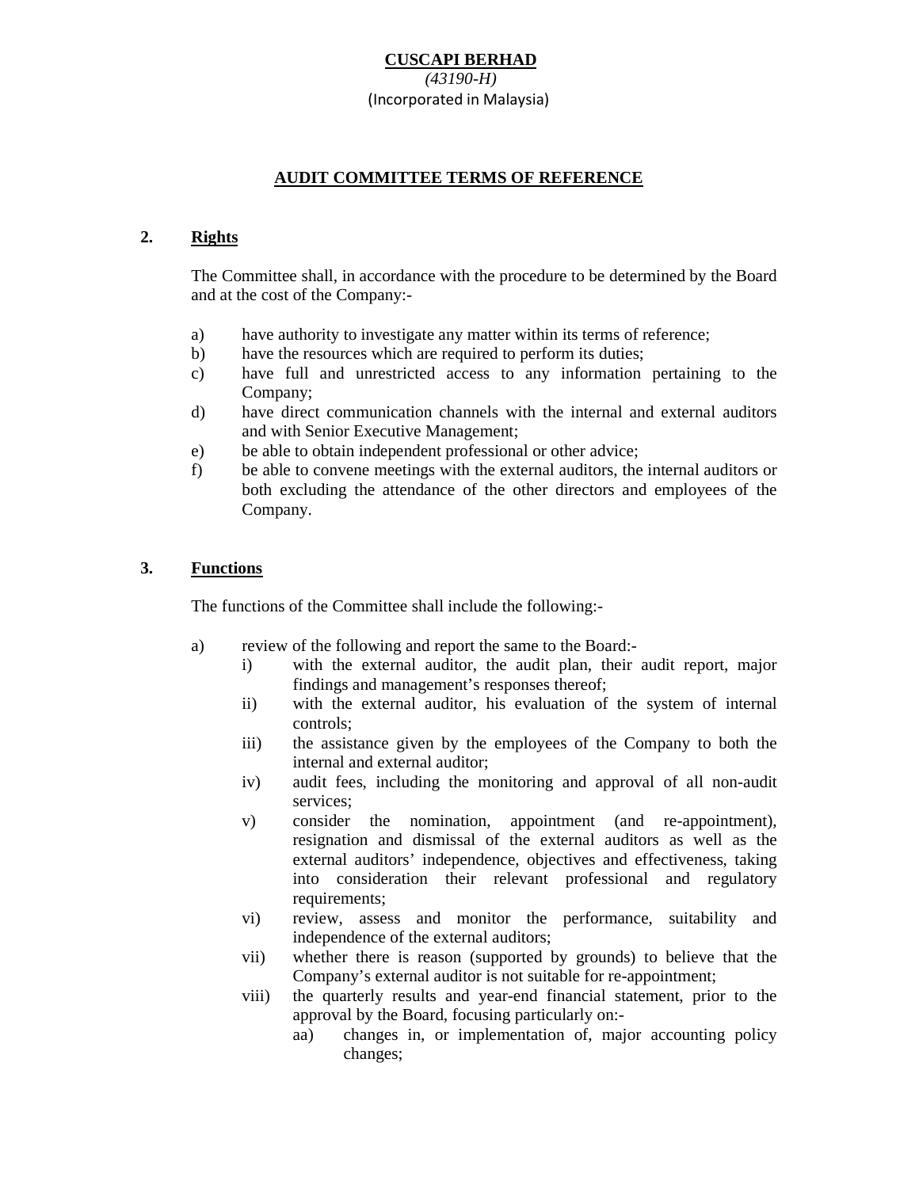**CUSCAPI BERHAD**
*(43190-H)*
(Incorporated in Malaysia)

## AUDIT COMMITTEE TERMS OF REFERENCE

### 2. Rights

The Committee shall, in accordance with the procedure to be determined by the Board and at the cost of the Company:-

a) have authority to investigate any matter within its terms of reference;
b) have the resources which are required to perform its duties;
c) have full and unrestricted access to any information pertaining to the Company;
d) have direct communication channels with the internal and external auditors and with Senior Executive Management;
e) be able to obtain independent professional or other advice;
f) be able to convene meetings with the external auditors, the internal auditors or both excluding the attendance of the other directors and employees of the Company.

### 3. Functions

The functions of the Committee shall include the following:-

a) review of the following and report the same to the Board:-
   i) with the external auditor, the audit plan, their audit report, major findings and management's responses thereof;
   ii) with the external auditor, his evaluation of the system of internal controls;
   iii) the assistance given by the employees of the Company to both the internal and external auditor;
   iv) audit fees, including the monitoring and approval of all non-audit services;
   v) consider the nomination, appointment (and re-appointment), resignation and dismissal of the external auditors as well as the external auditors' independence, objectives and effectiveness, taking into consideration their relevant professional and regulatory requirements;
   vi) review, assess and monitor the performance, suitability and independence of the external auditors;
   vii) whether there is reason (supported by grounds) to believe that the Company's external auditor is not suitable for re-appointment;
   viii) the quarterly results and year-end financial statement, prior to the approval by the Board, focusing particularly on:-
      aa) changes in, or implementation of, major accounting policy changes;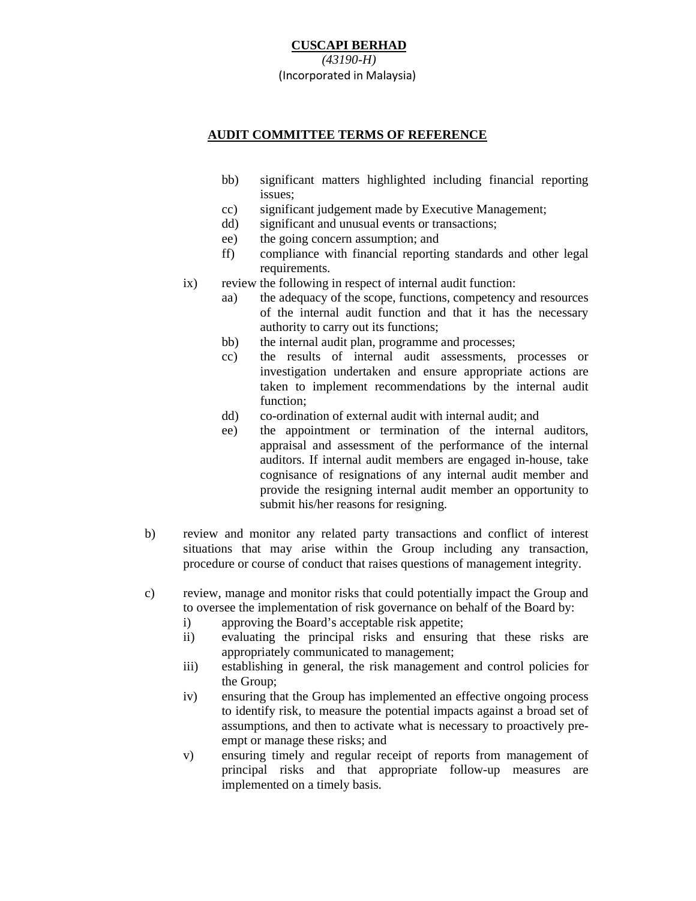**CUSCAPI BERHAD**
*(43190-H)*
(Incorporated in Malaysia)

**AUDIT COMMITTEE TERMS OF REFERENCE**

- bb) significant matters highlighted including financial reporting issues;
- cc) significant judgement made by Executive Management;
- dd) significant and unusual events or transactions;
- ee) the going concern assumption; and
- ff) compliance with financial reporting standards and other legal requirements.

ix) review the following in respect of internal audit function:

- aa) the adequacy of the scope, functions, competency and resources of the internal audit function and that it has the necessary authority to carry out its functions;
- bb) the internal audit plan, programme and processes;
- cc) the results of internal audit assessments, processes or investigation undertaken and ensure appropriate actions are taken to implement recommendations by the internal audit function;
- dd) co-ordination of external audit with internal audit; and
- ee) the appointment or termination of the internal auditors, appraisal and assessment of the performance of the internal auditors. If internal audit members are engaged in-house, take cognisance of resignations of any internal audit member and provide the resigning internal audit member an opportunity to submit his/her reasons for resigning.

b) review and monitor any related party transactions and conflict of interest situations that may arise within the Group including any transaction, procedure or course of conduct that raises questions of management integrity.

c) review, manage and monitor risks that could potentially impact the Group and to oversee the implementation of risk governance on behalf of the Board by:

- i) approving the Board's acceptable risk appetite;
- ii) evaluating the principal risks and ensuring that these risks are appropriately communicated to management;
- iii) establishing in general, the risk management and control policies for the Group;
- iv) ensuring that the Group has implemented an effective ongoing process to identify risk, to measure the potential impacts against a broad set of assumptions, and then to activate what is necessary to proactively pre-empt or manage these risks; and
- v) ensuring timely and regular receipt of reports from management of principal risks and that appropriate follow-up measures are implemented on a timely basis.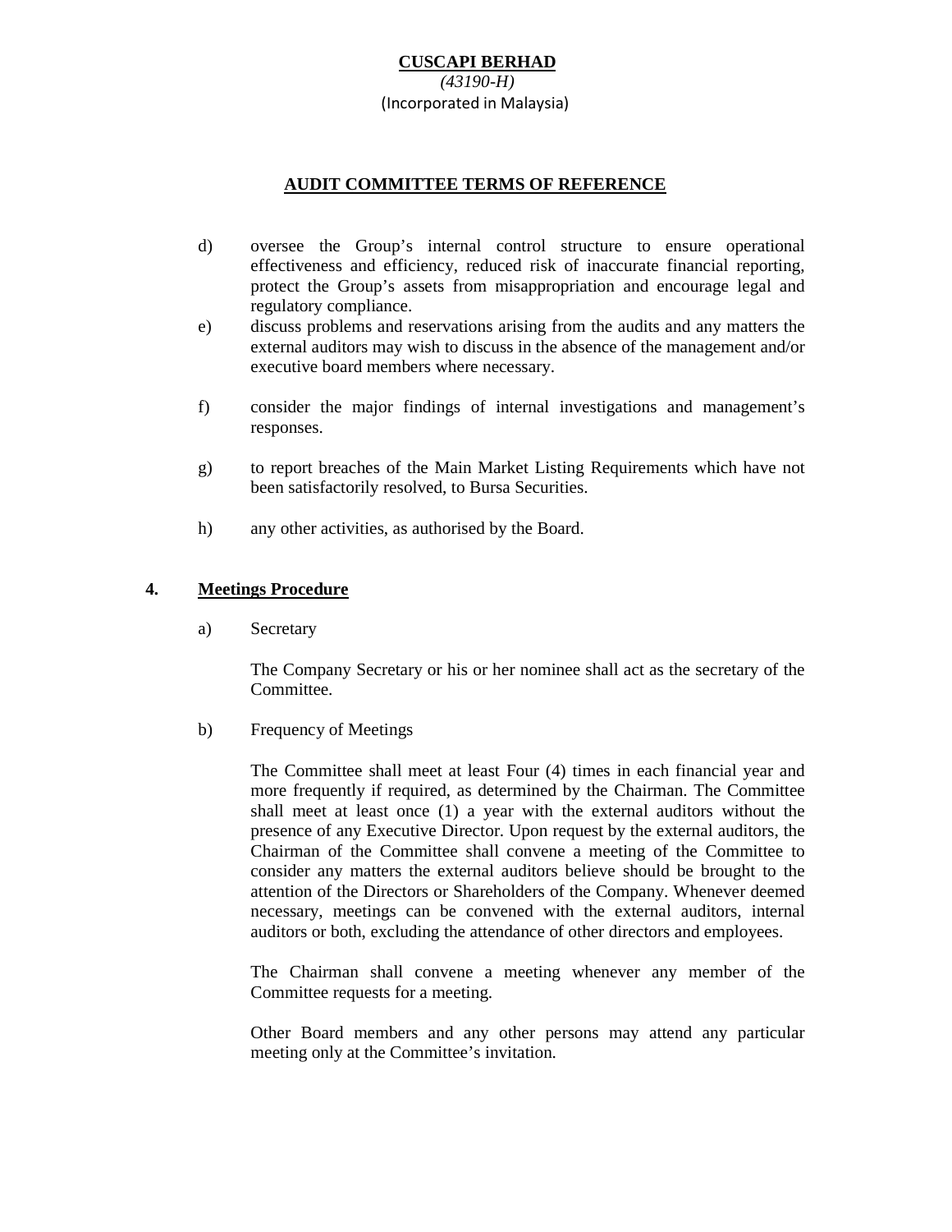d) oversee the Group's internal control structure to ensure operational effectiveness and efficiency, reduced risk of inaccurate financial reporting, protect the Group's assets from misappropriation and encourage legal and regulatory compliance.

e) discuss problems and reservations arising from the audits and any matters the external auditors may wish to discuss in the absence of the management and/or executive board members where necessary.

f) consider the major findings of internal investigations and management's responses.

g) to report breaches of the Main Market Listing Requirements which have not been satisfactorily resolved, to Bursa Securities.

h) any other activities, as authorised by the Board.

## 4. Meetings Procedure

a) Secretary

The Company Secretary or his or her nominee shall act as the secretary of the Committee.

b) Frequency of Meetings

The Committee shall meet at least Four (4) times in each financial year and more frequently if required, as determined by the Chairman. The Committee shall meet at least once (1) a year with the external auditors without the presence of any Executive Director. Upon request by the external auditors, the Chairman of the Committee shall convene a meeting of the Committee to consider any matters the external auditors believe should be brought to the attention of the Directors or Shareholders of the Company. Whenever deemed necessary, meetings can be convened with the external auditors, internal auditors or both, excluding the attendance of other directors and employees.

The Chairman shall convene a meeting whenever any member of the Committee requests for a meeting.

Other Board members and any other persons may attend any particular meeting only at the Committee's invitation.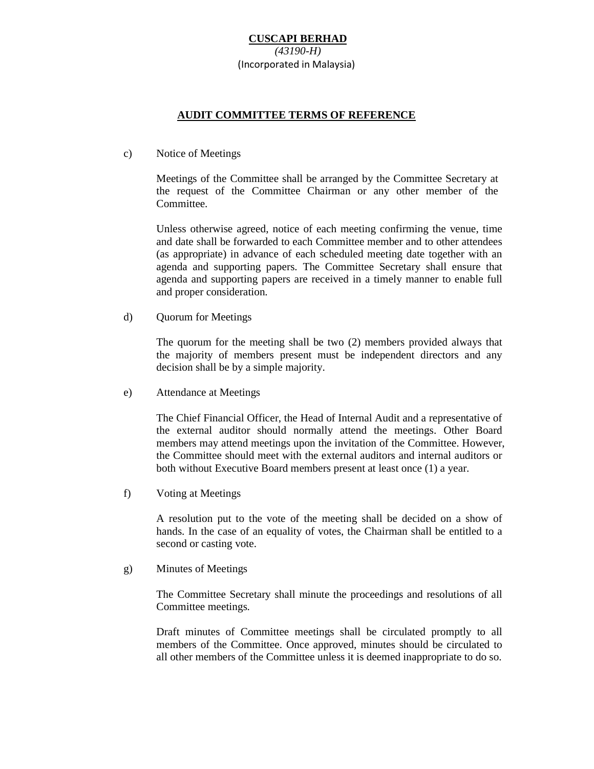**CUSCAPI BERHAD**
*(43190-H)*
(Incorporated in Malaysia)

**AUDIT COMMITTEE TERMS OF REFERENCE**

c) Notice of Meetings

Meetings of the Committee shall be arranged by the Committee Secretary at the request of the Committee Chairman or any other member of the Committee.

Unless otherwise agreed, notice of each meeting confirming the venue, time and date shall be forwarded to each Committee member and to other attendees (as appropriate) in advance of each scheduled meeting date together with an agenda and supporting papers. The Committee Secretary shall ensure that agenda and supporting papers are received in a timely manner to enable full and proper consideration.

d) Quorum for Meetings

The quorum for the meeting shall be two (2) members provided always that the majority of members present must be independent directors and any decision shall be by a simple majority.

e) Attendance at Meetings

The Chief Financial Officer, the Head of Internal Audit and a representative of the external auditor should normally attend the meetings. Other Board members may attend meetings upon the invitation of the Committee. However, the Committee should meet with the external auditors and internal auditors or both without Executive Board members present at least once (1) a year.

f) Voting at Meetings

A resolution put to the vote of the meeting shall be decided on a show of hands. In the case of an equality of votes, the Chairman shall be entitled to a second or casting vote.

g) Minutes of Meetings

The Committee Secretary shall minute the proceedings and resolutions of all Committee meetings.

Draft minutes of Committee meetings shall be circulated promptly to all members of the Committee. Once approved, minutes should be circulated to all other members of the Committee unless it is deemed inappropriate to do so.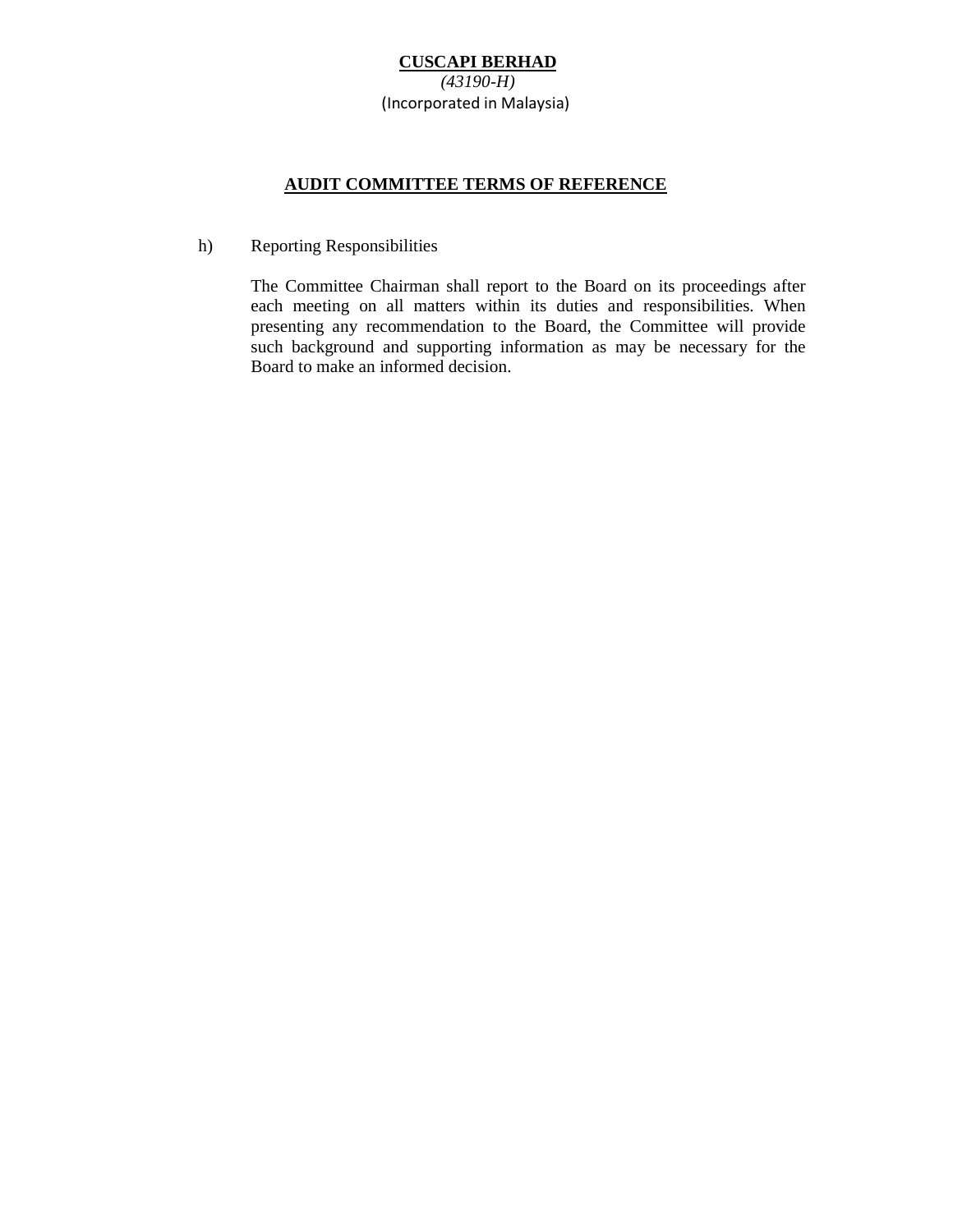h) Reporting Responsibilities

The Committee Chairman shall report to the Board on its proceedings after each meeting on all matters within its duties and responsibilities. When presenting any recommendation to the Board, the Committee will provide such background and supporting information as may be necessary for the Board to make an informed decision.